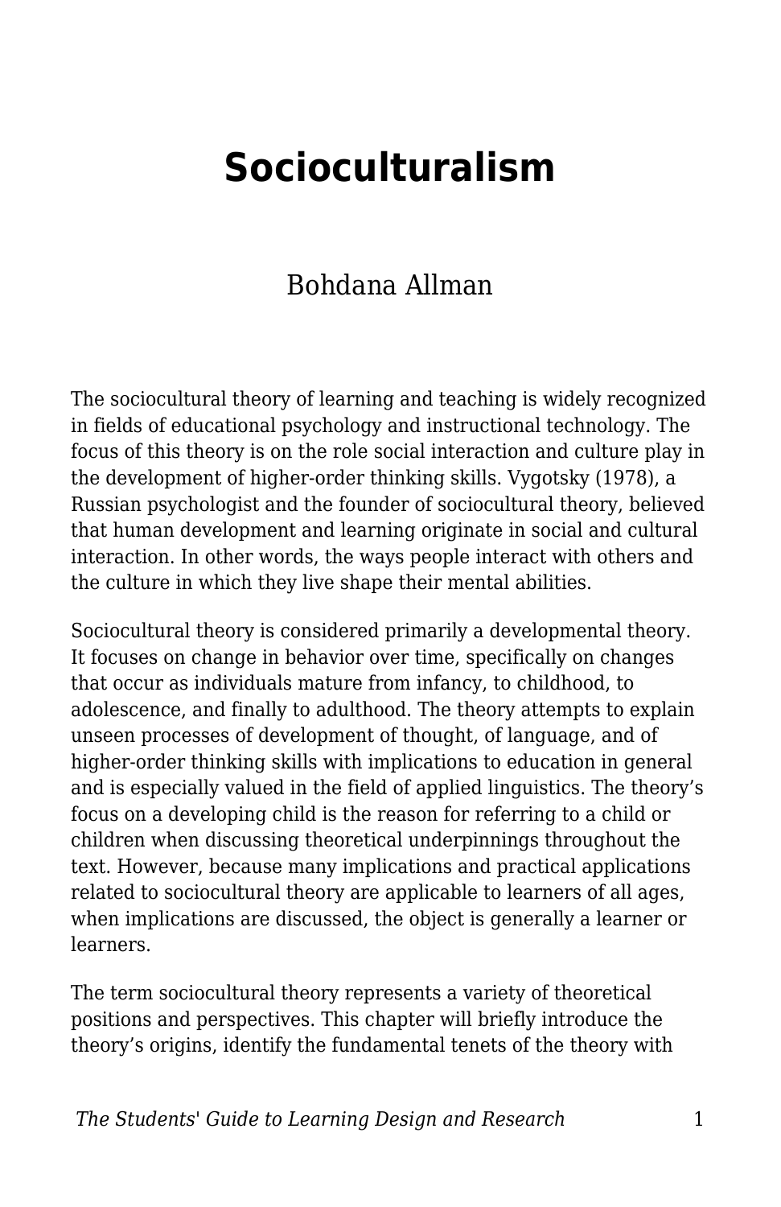# Socioculturalism

Bohdana Allman

The sociocultural theory of learning and teaching is widely recognized in fields of educational psychology and instructional technology. The focus of this theory is on the role social interaction and culture play in the development of higher-order thinking skills. Vygotsky (1978), a Russian psychologist and the founder of sociocultural theory, believed that human development and learning originate in social and cultural interaction. In other words, the ways people interact with others and the culture in which they live shape their mental abilities.

Sociocultural theory is considered primarily a developmental theory. It focuses on change in behavior over time, specifically on changes that occur as individuals mature from infancy, to childhood, to adolescence, and finally to adulthood. The theory attempts to explain unseen processes of development of thought, of language, and of higher-order thinking skills with implications to education in general and is especially valued in the field of applied linguistics. The theory's focus on a developing child is the reason for referring to a child or children when discussing theoretical underpinnings throughout the text. However, because many implications and practical applications related to sociocultural theory are applicable to learners of all ages, when implications are discussed, the object is generally a learner or learners.

The term sociocultural theory represents a variety of theoretical positions and perspectives. This chapter will briefly introduce the theory's origins, identify the fundamental tenets of the theory with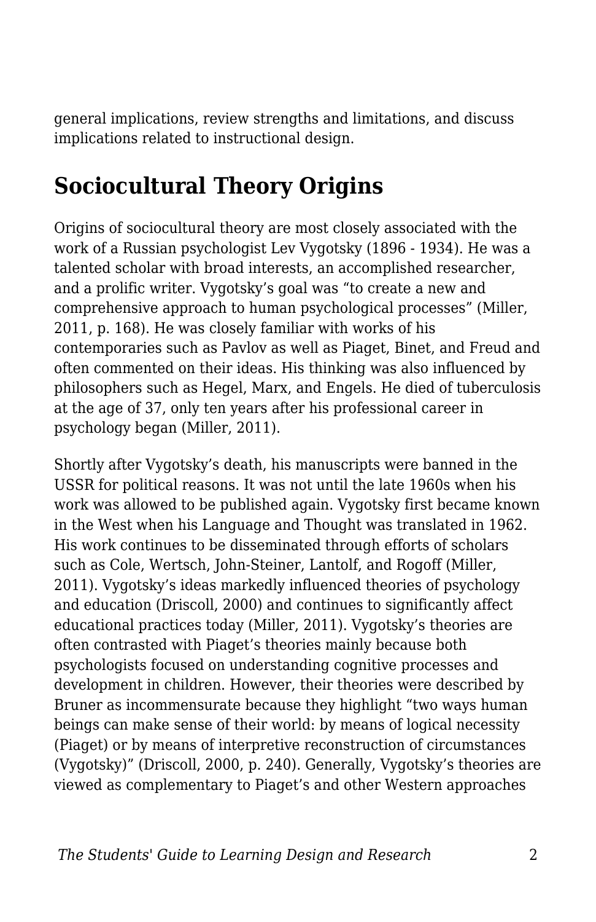general implications, review strengths and limitations, and discuss implications related to instructional design.

## Sociocultural Theory Origins

Origins of sociocultural theory are most closely associated with the work of a Russian psychologist Lev Vygotsky (1896 - 1934). He was a talented scholar with broad interests, an accomplished researcher, and a prolific writer. Vygotsky's goal was "to create a new and comprehensive approach to human psychological processes" (Miller, 2011, p. 168). He was closely familiar with works of his contemporaries such as Pavlov as well as Piaget, Binet, and Freud and often commented on their ideas. His thinking was also influenced by philosophers such as Hegel, Marx, and Engels. He died of tuberculosis at the age of 37, only ten years after his professional career in psychology began (Miller, 2011).

Shortly after Vygotsky's death, his manuscripts were banned in the USSR for political reasons. It was not until the late 1960s when his work was allowed to be published again. Vygotsky first became known in the West when his Language and Thought was translated in 1962. His work continues to be disseminated through efforts of scholars such as Cole, Wertsch, John-Steiner, Lantolf, and Rogoff (Miller, 2011). Vygotsky's ideas markedly influenced theories of psychology and education (Driscoll, 2000) and continues to significantly affect educational practices today (Miller, 2011). Vygotsky's theories are often contrasted with Piaget's theories mainly because both psychologists focused on understanding cognitive processes and development in children. However, their theories were described by Bruner as incommensurate because they highlight "two ways human beings can make sense of their world: by means of logical necessity (Piaget) or by means of interpretive reconstruction of circumstances (Vygotsky)" (Driscoll, 2000, p. 240). Generally, Vygotsky's theories are viewed as complementary to Piaget's and other Western approaches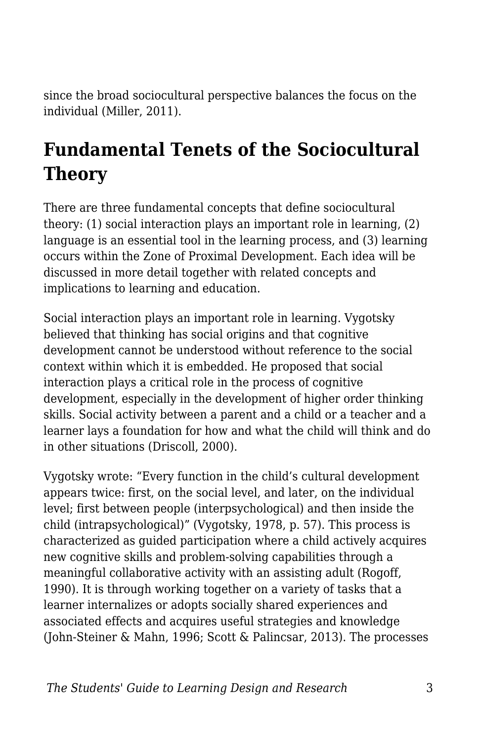since the broad sociocultural perspective balances the focus on the individual (Miller, 2011).

## Fundamental Tenets of the Sociocultural Theory

There are three fundamental concepts that define sociocultural theory: (1) social interaction plays an important role in learning, (2) language is an essential tool in the learning process, and (3) learning occurs within the Zone of Proximal Development. Each idea will be discussed in more detail together with related concepts and implications to learning and education.

Social interaction plays an important role in learning. Vygotsky believed that thinking has social origins and that cognitive development cannot be understood without reference to the social context within which it is embedded. He proposed that social interaction plays a critical role in the process of cognitive development, especially in the development of higher order thinking skills. Social activity between a parent and a child or a teacher and a learner lays a foundation for how and what the child will think and do in other situations (Driscoll, 2000).

Vygotsky wrote: "Every function in the child's cultural development appears twice: first, on the social level, and later, on the individual level; first between people (interpsychological) and then inside the child (intrapsychological)" (Vygotsky, 1978, p. 57). This process is characterized as guided participation where a child actively acquires new cognitive skills and problem-solving capabilities through a meaningful collaborative activity with an assisting adult (Rogoff, 1990). It is through working together on a variety of tasks that a learner internalizes or adopts socially shared experiences and associated effects and acquires useful strategies and knowledge (John-Steiner & Mahn, 1996; Scott & Palincsar, 2013). The processes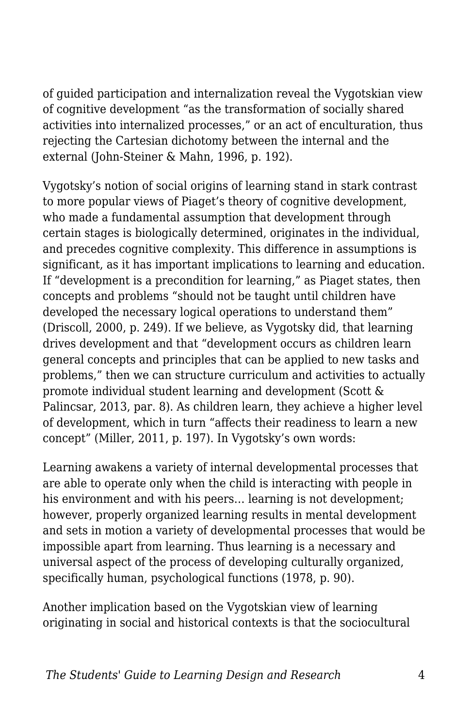of guided participation and internalization reveal the Vygotskian view of cognitive development "as the transformation of socially shared activities into internalized processes," or an act of enculturation, thus rejecting the Cartesian dichotomy between the internal and the external (John-Steiner & Mahn, 1996, p. 192).

Vygotsky's notion of social origins of learning stand in stark contrast to more popular views of Piaget's theory of cognitive development, who made a fundamental assumption that development through certain stages is biologically determined, originates in the individual, and precedes cognitive complexity. This difference in assumptions is significant, as it has important implications to learning and education. If "development is a precondition for learning," as Piaget states, then concepts and problems "should not be taught until children have developed the necessary logical operations to understand them" (Driscoll, 2000, p. 249). If we believe, as Vygotsky did, that learning drives development and that "development occurs as children learn general concepts and principles that can be applied to new tasks and problems," then we can structure curriculum and activities to actually promote individual student learning and development (Scott & Palincsar, 2013, par. 8). As children learn, they achieve a higher level of development, which in turn "affects their readiness to learn a new concept" (Miller, 2011, p. 197). In Vygotsky's own words:

> Learning awakens a variety of internal developmental processes that are able to operate only when the child is interacting with people in his environment and with his peers… learning is not development; however, properly organized learning results in mental development and sets in motion a variety of developmental processes that would be impossible apart from learning. Thus learning is a necessary and universal aspect of the process of developing culturally organized, specifically human, psychological functions (1978, p. 90).

Another implication based on the Vygotskian view of learning originating in social and historical contexts is that the sociocultural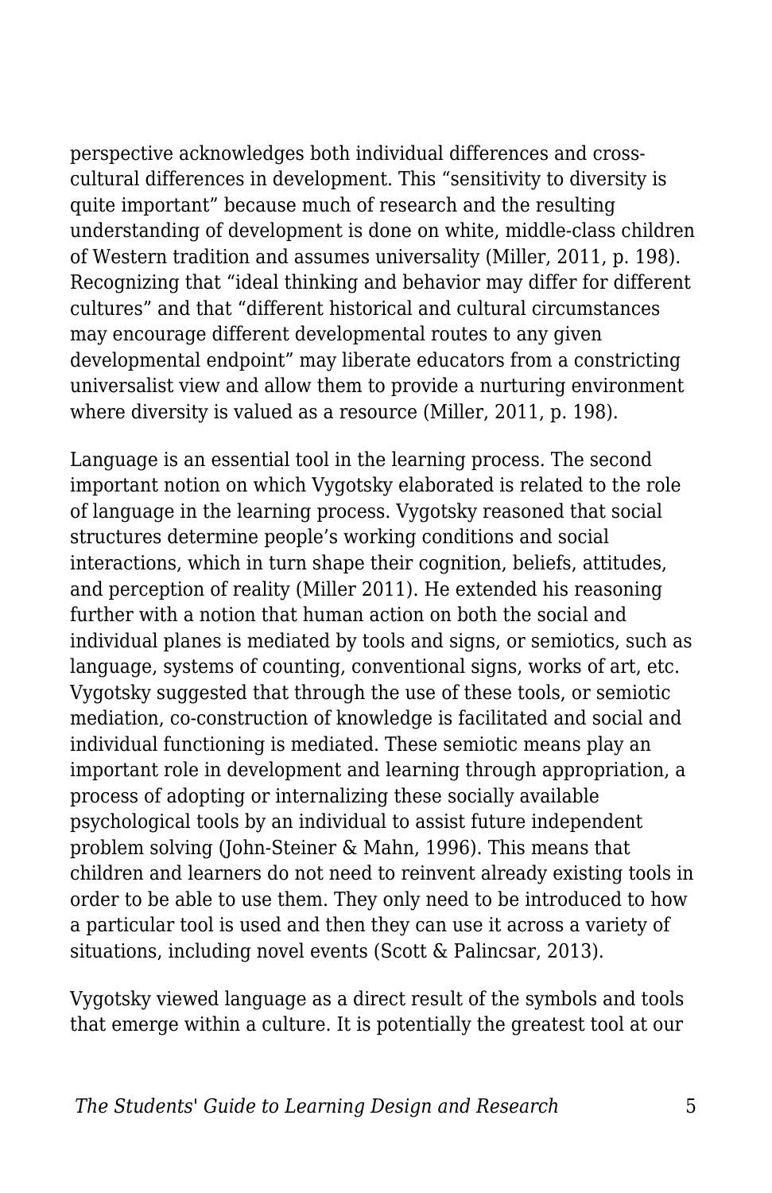perspective acknowledges both individual differences and cross-cultural differences in development. This "sensitivity to diversity is quite important" because much of research and the resulting understanding of development is done on white, middle-class children of Western tradition and assumes universality (Miller, 2011, p. 198). Recognizing that "ideal thinking and behavior may differ for different cultures" and that "different historical and cultural circumstances may encourage different developmental routes to any given developmental endpoint" may liberate educators from a constricting universalist view and allow them to provide a nurturing environment where diversity is valued as a resource (Miller, 2011, p. 198).

Language is an essential tool in the learning process. The second important notion on which Vygotsky elaborated is related to the role of language in the learning process. Vygotsky reasoned that social structures determine people's working conditions and social interactions, which in turn shape their cognition, beliefs, attitudes, and perception of reality (Miller 2011). He extended his reasoning further with a notion that human action on both the social and individual planes is mediated by tools and signs, or semiotics, such as language, systems of counting, conventional signs, works of art, etc. Vygotsky suggested that through the use of these tools, or semiotic mediation, co-construction of knowledge is facilitated and social and individual functioning is mediated. These semiotic means play an important role in development and learning through appropriation, a process of adopting or internalizing these socially available psychological tools by an individual to assist future independent problem solving (John-Steiner & Mahn, 1996). This means that children and learners do not need to reinvent already existing tools in order to be able to use them. They only need to be introduced to how a particular tool is used and then they can use it across a variety of situations, including novel events (Scott & Palincsar, 2013).

Vygotsky viewed language as a direct result of the symbols and tools that emerge within a culture. It is potentially the greatest tool at our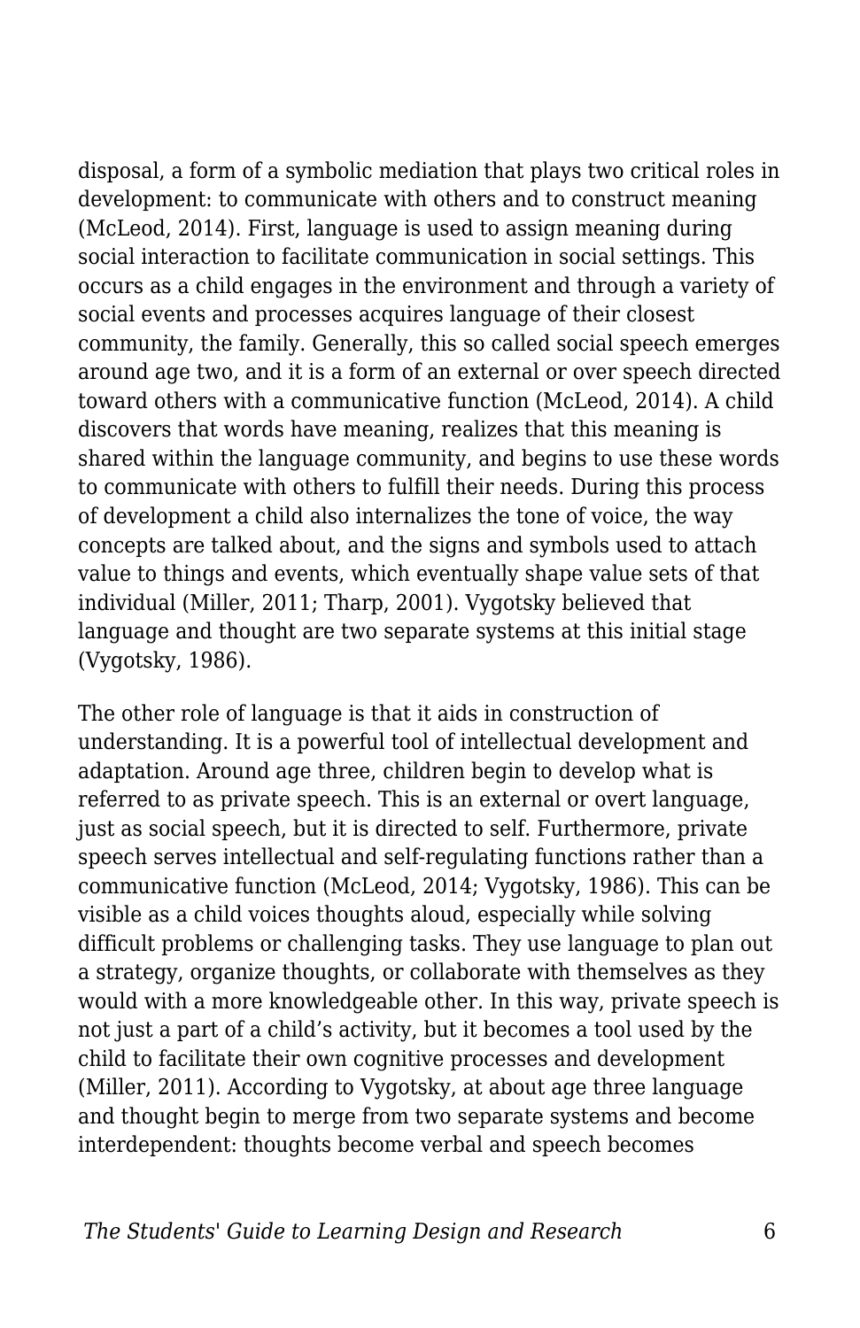disposal, a form of a symbolic mediation that plays two critical roles in development: to communicate with others and to construct meaning (McLeod, 2014). First, language is used to assign meaning during social interaction to facilitate communication in social settings. This occurs as a child engages in the environment and through a variety of social events and processes acquires language of their closest community, the family. Generally, this so called social speech emerges around age two, and it is a form of an external or over speech directed toward others with a communicative function (McLeod, 2014). A child discovers that words have meaning, realizes that this meaning is shared within the language community, and begins to use these words to communicate with others to fulfill their needs. During this process of development a child also internalizes the tone of voice, the way concepts are talked about, and the signs and symbols used to attach value to things and events, which eventually shape value sets of that individual (Miller, 2011; Tharp, 2001). Vygotsky believed that language and thought are two separate systems at this initial stage (Vygotsky, 1986).

The other role of language is that it aids in construction of understanding. It is a powerful tool of intellectual development and adaptation. Around age three, children begin to develop what is referred to as private speech. This is an external or overt language, just as social speech, but it is directed to self. Furthermore, private speech serves intellectual and self-regulating functions rather than a communicative function (McLeod, 2014; Vygotsky, 1986). This can be visible as a child voices thoughts aloud, especially while solving difficult problems or challenging tasks. They use language to plan out a strategy, organize thoughts, or collaborate with themselves as they would with a more knowledgeable other. In this way, private speech is not just a part of a child's activity, but it becomes a tool used by the child to facilitate their own cognitive processes and development (Miller, 2011). According to Vygotsky, at about age three language and thought begin to merge from two separate systems and become interdependent: thoughts become verbal and speech becomes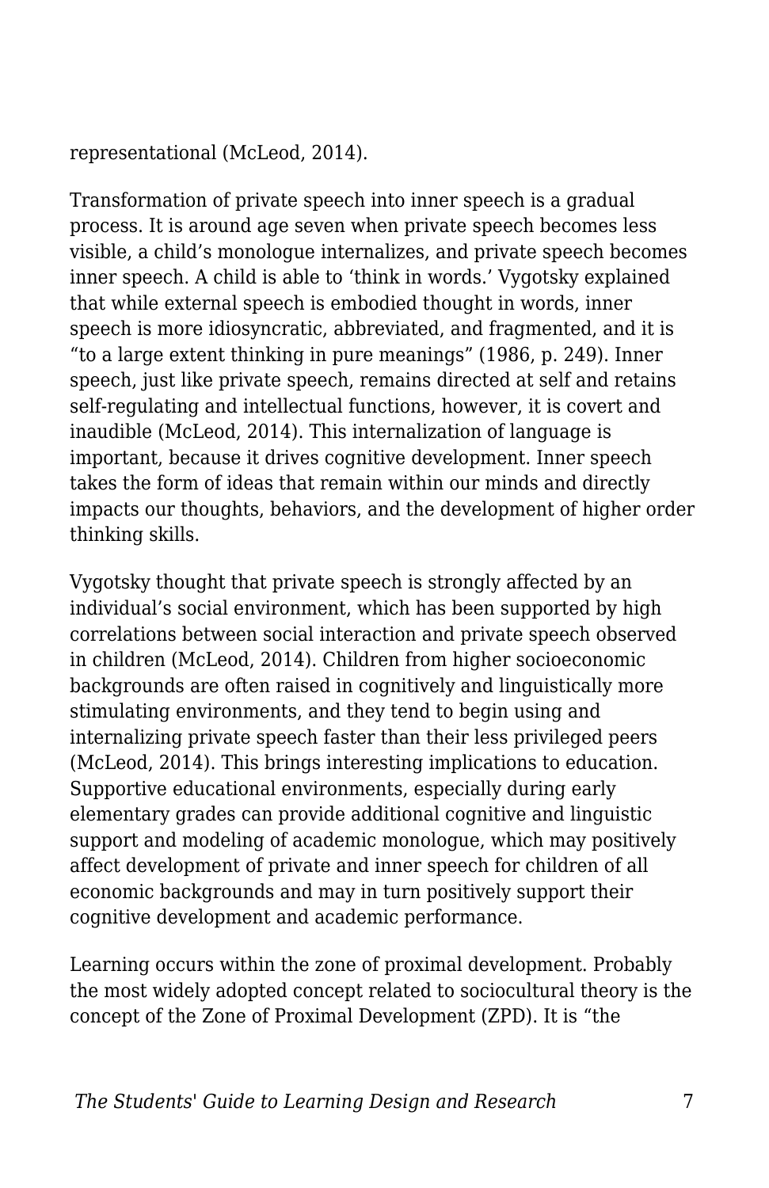representational (McLeod, 2014).

Transformation of private speech into inner speech is a gradual process. It is around age seven when private speech becomes less visible, a child's monologue internalizes, and private speech becomes inner speech. A child is able to 'think in words.' Vygotsky explained that while external speech is embodied thought in words, inner speech is more idiosyncratic, abbreviated, and fragmented, and it is "to a large extent thinking in pure meanings" (1986, p. 249). Inner speech, just like private speech, remains directed at self and retains self-regulating and intellectual functions, however, it is covert and inaudible (McLeod, 2014). This internalization of language is important, because it drives cognitive development. Inner speech takes the form of ideas that remain within our minds and directly impacts our thoughts, behaviors, and the development of higher order thinking skills.

Vygotsky thought that private speech is strongly affected by an individual's social environment, which has been supported by high correlations between social interaction and private speech observed in children (McLeod, 2014). Children from higher socioeconomic backgrounds are often raised in cognitively and linguistically more stimulating environments, and they tend to begin using and internalizing private speech faster than their less privileged peers (McLeod, 2014). This brings interesting implications to education. Supportive educational environments, especially during early elementary grades can provide additional cognitive and linguistic support and modeling of academic monologue, which may positively affect development of private and inner speech for children of all economic backgrounds and may in turn positively support their cognitive development and academic performance.

Learning occurs within the zone of proximal development. Probably the most widely adopted concept related to sociocultural theory is the concept of the Zone of Proximal Development (ZPD). It is "the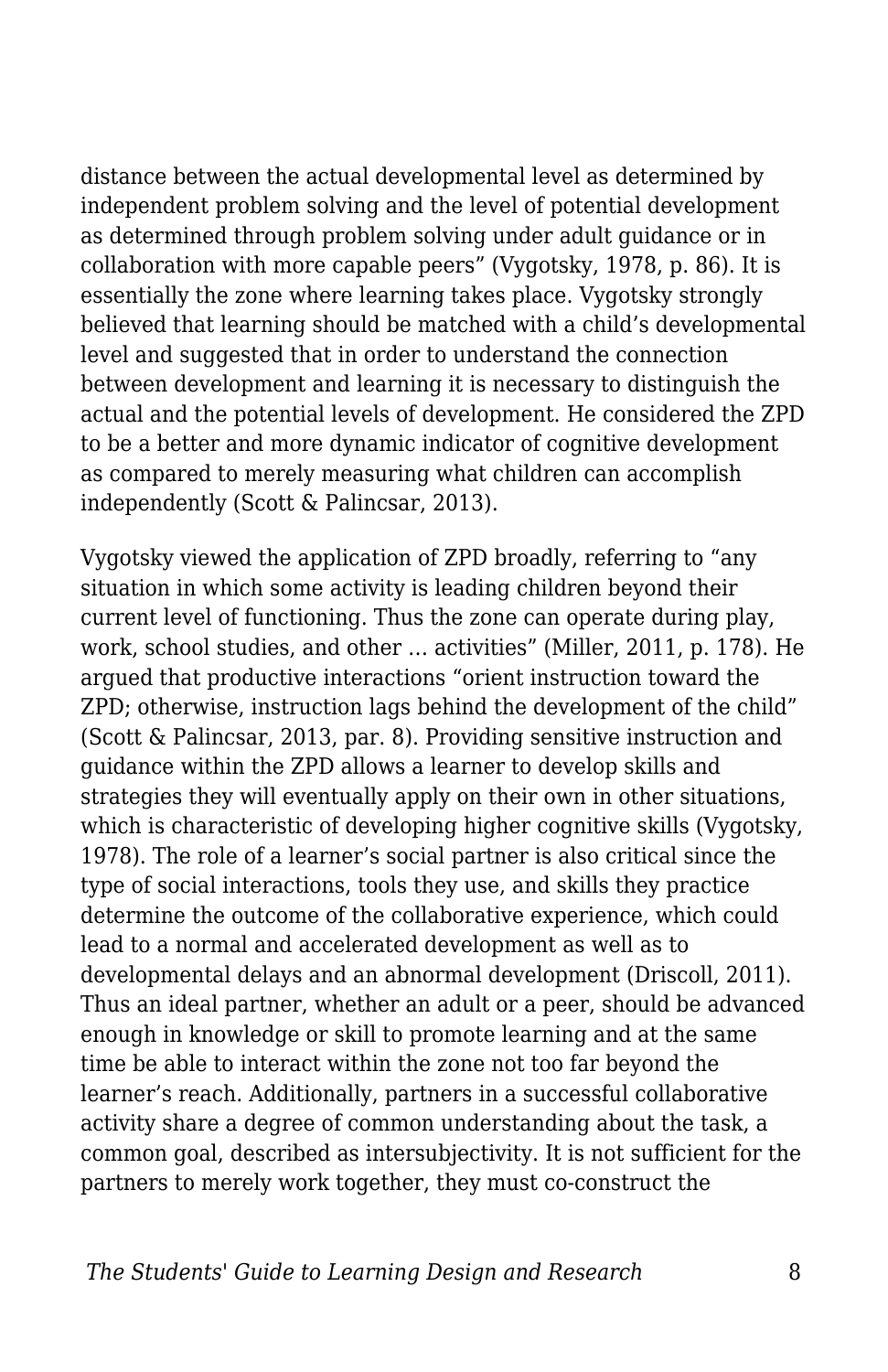distance between the actual developmental level as determined by independent problem solving and the level of potential development as determined through problem solving under adult guidance or in collaboration with more capable peers" (Vygotsky, 1978, p. 86). It is essentially the zone where learning takes place. Vygotsky strongly believed that learning should be matched with a child's developmental level and suggested that in order to understand the connection between development and learning it is necessary to distinguish the actual and the potential levels of development. He considered the ZPD to be a better and more dynamic indicator of cognitive development as compared to merely measuring what children can accomplish independently (Scott & Palincsar, 2013).

Vygotsky viewed the application of ZPD broadly, referring to "any situation in which some activity is leading children beyond their current level of functioning. Thus the zone can operate during play, work, school studies, and other … activities" (Miller, 2011, p. 178). He argued that productive interactions "orient instruction toward the ZPD; otherwise, instruction lags behind the development of the child" (Scott & Palincsar, 2013, par. 8). Providing sensitive instruction and guidance within the ZPD allows a learner to develop skills and strategies they will eventually apply on their own in other situations, which is characteristic of developing higher cognitive skills (Vygotsky, 1978). The role of a learner's social partner is also critical since the type of social interactions, tools they use, and skills they practice determine the outcome of the collaborative experience, which could lead to a normal and accelerated development as well as to developmental delays and an abnormal development (Driscoll, 2011). Thus an ideal partner, whether an adult or a peer, should be advanced enough in knowledge or skill to promote learning and at the same time be able to interact within the zone not too far beyond the learner's reach. Additionally, partners in a successful collaborative activity share a degree of common understanding about the task, a common goal, described as intersubjectivity. It is not sufficient for the partners to merely work together, they must co-construct the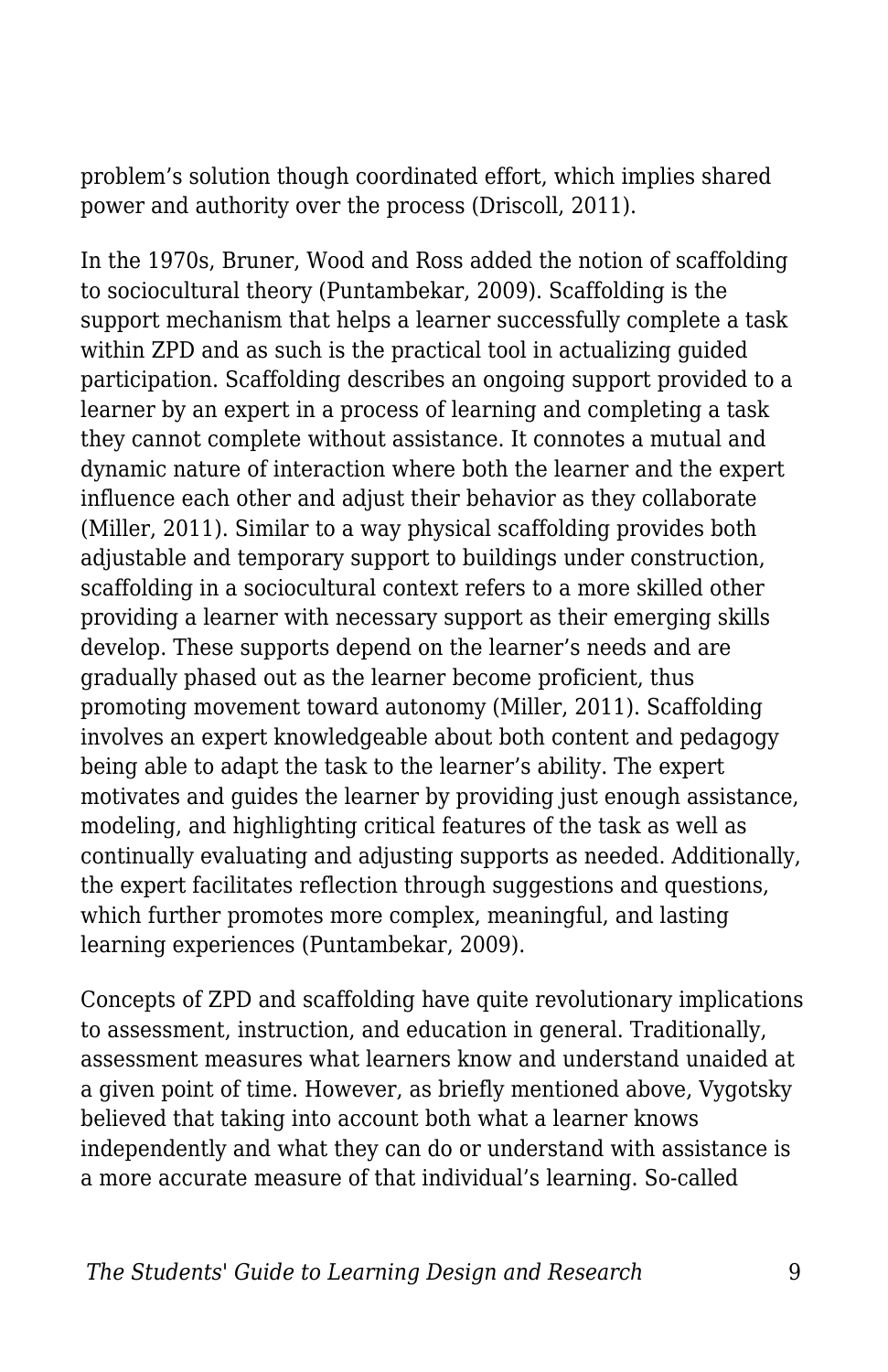problem's solution though coordinated effort, which implies shared power and authority over the process (Driscoll, 2011).

In the 1970s, Bruner, Wood and Ross added the notion of scaffolding to sociocultural theory (Puntambekar, 2009). Scaffolding is the support mechanism that helps a learner successfully complete a task within ZPD and as such is the practical tool in actualizing guided participation. Scaffolding describes an ongoing support provided to a learner by an expert in a process of learning and completing a task they cannot complete without assistance. It connotes a mutual and dynamic nature of interaction where both the learner and the expert influence each other and adjust their behavior as they collaborate (Miller, 2011). Similar to a way physical scaffolding provides both adjustable and temporary support to buildings under construction, scaffolding in a sociocultural context refers to a more skilled other providing a learner with necessary support as their emerging skills develop. These supports depend on the learner's needs and are gradually phased out as the learner become proficient, thus promoting movement toward autonomy (Miller, 2011). Scaffolding involves an expert knowledgeable about both content and pedagogy being able to adapt the task to the learner's ability. The expert motivates and guides the learner by providing just enough assistance, modeling, and highlighting critical features of the task as well as continually evaluating and adjusting supports as needed. Additionally, the expert facilitates reflection through suggestions and questions, which further promotes more complex, meaningful, and lasting learning experiences (Puntambekar, 2009).

Concepts of ZPD and scaffolding have quite revolutionary implications to assessment, instruction, and education in general. Traditionally, assessment measures what learners know and understand unaided at a given point of time. However, as briefly mentioned above, Vygotsky believed that taking into account both what a learner knows independently and what they can do or understand with assistance is a more accurate measure of that individual's learning. So-called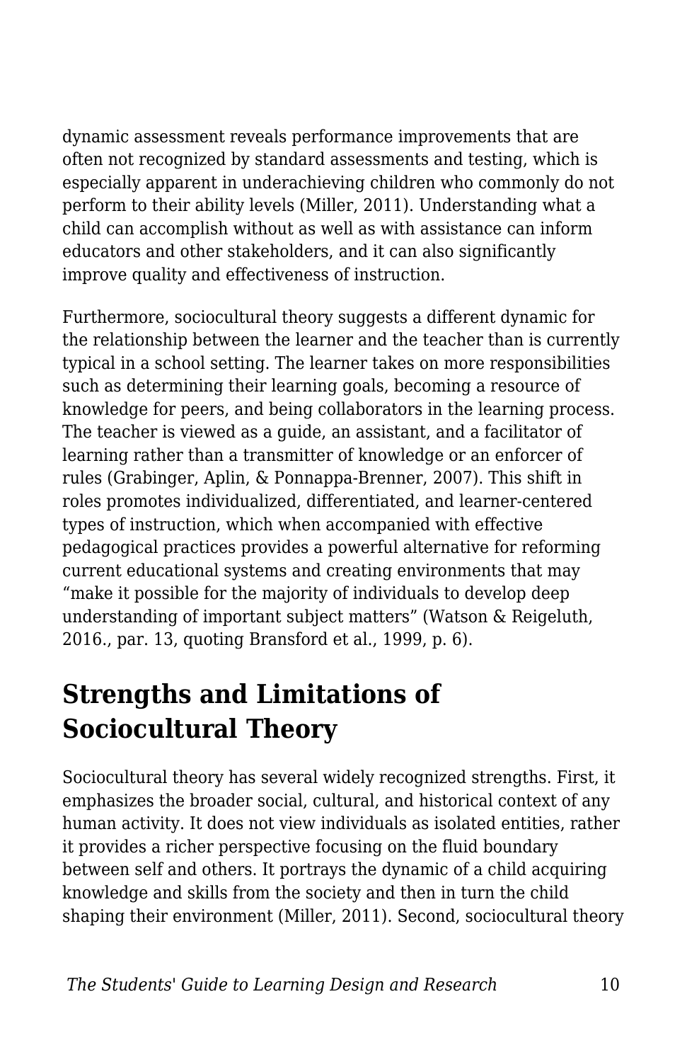dynamic assessment reveals performance improvements that are often not recognized by standard assessments and testing, which is especially apparent in underachieving children who commonly do not perform to their ability levels (Miller, 2011). Understanding what a child can accomplish without as well as with assistance can inform educators and other stakeholders, and it can also significantly improve quality and effectiveness of instruction.

Furthermore, sociocultural theory suggests a different dynamic for the relationship between the learner and the teacher than is currently typical in a school setting. The learner takes on more responsibilities such as determining their learning goals, becoming a resource of knowledge for peers, and being collaborators in the learning process. The teacher is viewed as a guide, an assistant, and a facilitator of learning rather than a transmitter of knowledge or an enforcer of rules (Grabinger, Aplin, & Ponnappa-Brenner, 2007). This shift in roles promotes individualized, differentiated, and learner-centered types of instruction, which when accompanied with effective pedagogical practices provides a powerful alternative for reforming current educational systems and creating environments that may "make it possible for the majority of individuals to develop deep understanding of important subject matters" (Watson & Reigeluth, 2016., par. 13, quoting Bransford et al., 1999, p. 6).

## Strengths and Limitations of Sociocultural Theory

Sociocultural theory has several widely recognized strengths. First, it emphasizes the broader social, cultural, and historical context of any human activity. It does not view individuals as isolated entities, rather it provides a richer perspective focusing on the fluid boundary between self and others. It portrays the dynamic of a child acquiring knowledge and skills from the society and then in turn the child shaping their environment (Miller, 2011). Second, sociocultural theory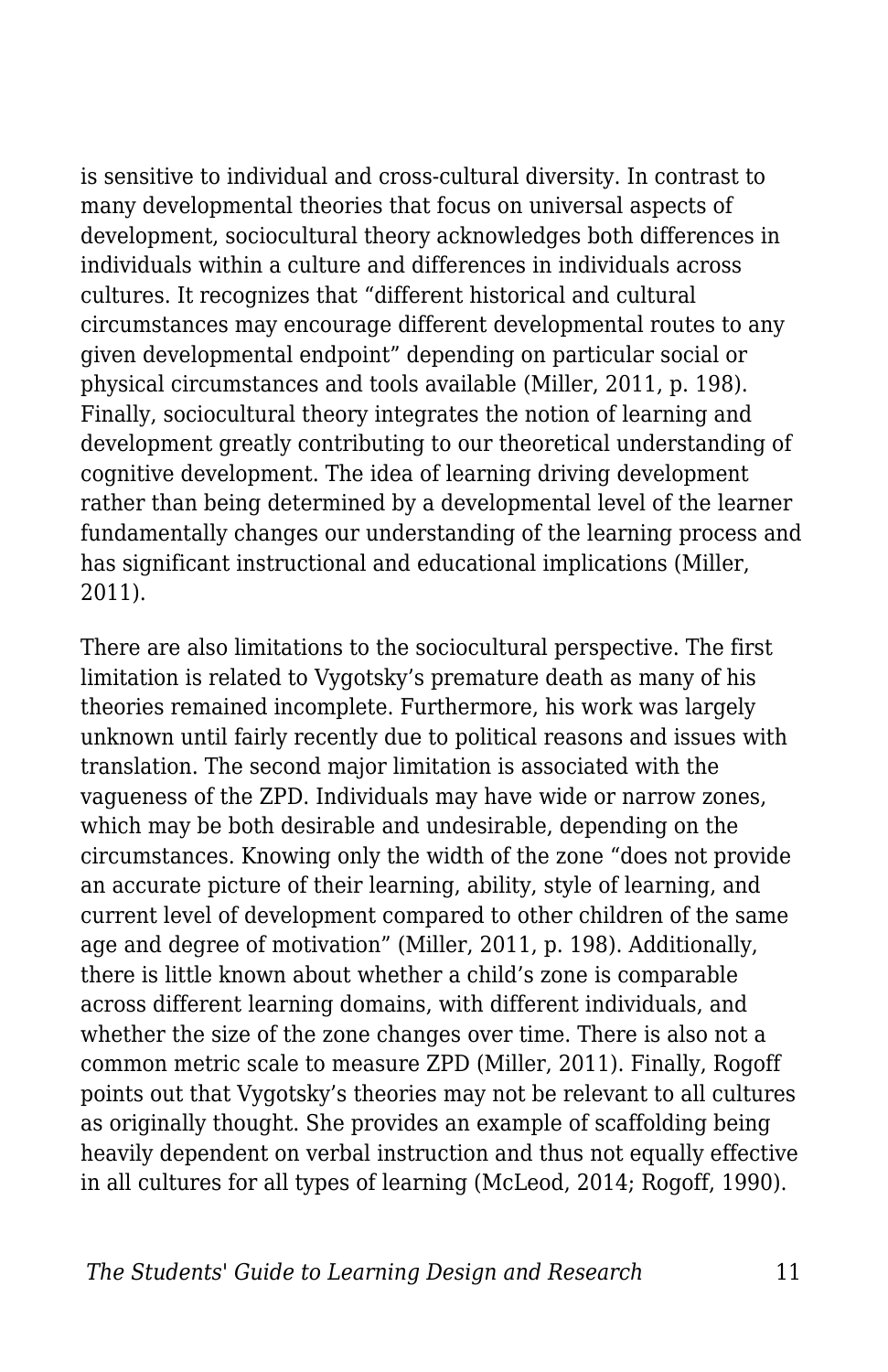is sensitive to individual and cross-cultural diversity. In contrast to many developmental theories that focus on universal aspects of development, sociocultural theory acknowledges both differences in individuals within a culture and differences in individuals across cultures. It recognizes that "different historical and cultural circumstances may encourage different developmental routes to any given developmental endpoint" depending on particular social or physical circumstances and tools available (Miller, 2011, p. 198). Finally, sociocultural theory integrates the notion of learning and development greatly contributing to our theoretical understanding of cognitive development. The idea of learning driving development rather than being determined by a developmental level of the learner fundamentally changes our understanding of the learning process and has significant instructional and educational implications (Miller, 2011).

There are also limitations to the sociocultural perspective. The first limitation is related to Vygotsky's premature death as many of his theories remained incomplete. Furthermore, his work was largely unknown until fairly recently due to political reasons and issues with translation. The second major limitation is associated with the vagueness of the ZPD. Individuals may have wide or narrow zones, which may be both desirable and undesirable, depending on the circumstances. Knowing only the width of the zone "does not provide an accurate picture of their learning, ability, style of learning, and current level of development compared to other children of the same age and degree of motivation" (Miller, 2011, p. 198). Additionally, there is little known about whether a child's zone is comparable across different learning domains, with different individuals, and whether the size of the zone changes over time. There is also not a common metric scale to measure ZPD (Miller, 2011). Finally, Rogoff points out that Vygotsky's theories may not be relevant to all cultures as originally thought. She provides an example of scaffolding being heavily dependent on verbal instruction and thus not equally effective in all cultures for all types of learning (McLeod, 2014; Rogoff, 1990).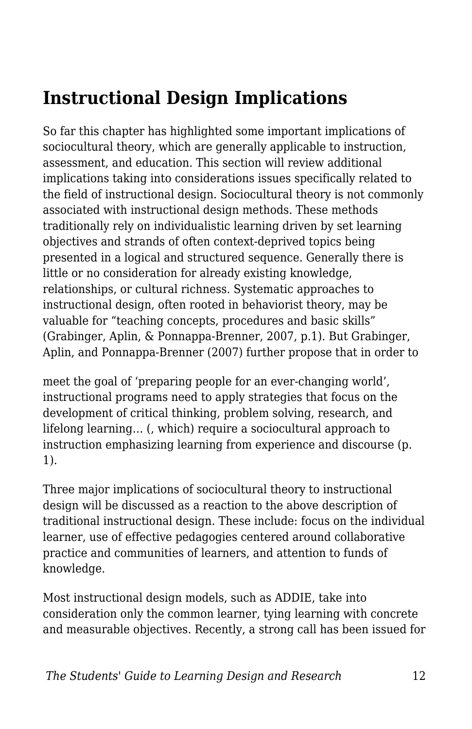## Instructional Design Implications

So far this chapter has highlighted some important implications of sociocultural theory, which are generally applicable to instruction, assessment, and education. This section will review additional implications taking into considerations issues specifically related to the field of instructional design. Sociocultural theory is not commonly associated with instructional design methods. These methods traditionally rely on individualistic learning driven by set learning objectives and strands of often context-deprived topics being presented in a logical and structured sequence. Generally there is little or no consideration for already existing knowledge, relationships, or cultural richness. Systematic approaches to instructional design, often rooted in behaviorist theory, may be valuable for “teaching concepts, procedures and basic skills” (Grabinger, Aplin, & Ponnappa-Brenner, 2007, p.1). But Grabinger, Aplin, and Ponnappa-Brenner (2007) further propose that in order to

> meet the goal of ‘preparing people for an ever-changing world’, instructional programs need to apply strategies that focus on the development of critical thinking, problem solving, research, and lifelong learning… (, which) require a sociocultural approach to instruction emphasizing learning from experience and discourse (p. 1).

Three major implications of sociocultural theory to instructional design will be discussed as a reaction to the above description of traditional instructional design. These include: focus on the individual learner, use of effective pedagogies centered around collaborative practice and communities of learners, and attention to funds of knowledge.

Most instructional design models, such as ADDIE, take into consideration only the common learner, tying learning with concrete and measurable objectives. Recently, a strong call has been issued for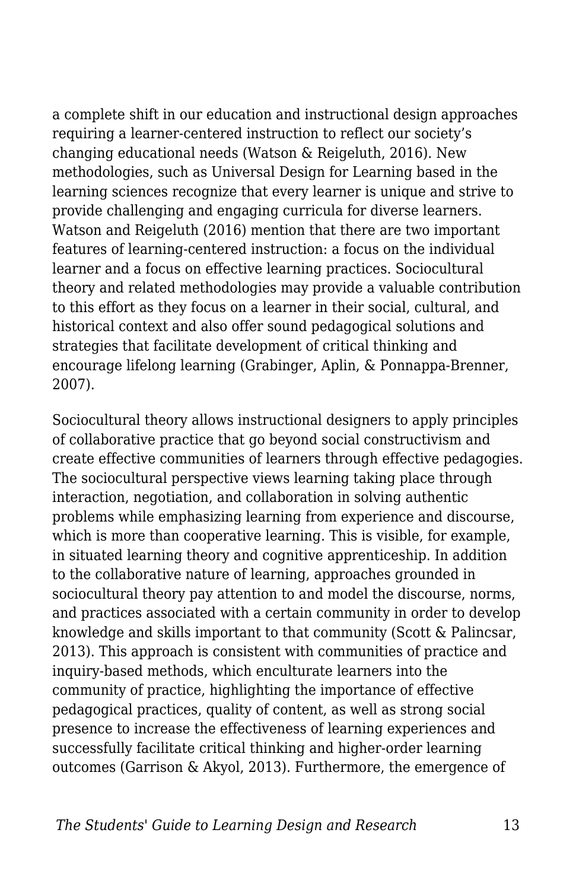a complete shift in our education and instructional design approaches requiring a learner-centered instruction to reflect our society's changing educational needs (Watson & Reigeluth, 2016). New methodologies, such as Universal Design for Learning based in the learning sciences recognize that every learner is unique and strive to provide challenging and engaging curricula for diverse learners. Watson and Reigeluth (2016) mention that there are two important features of learning-centered instruction: a focus on the individual learner and a focus on effective learning practices. Sociocultural theory and related methodologies may provide a valuable contribution to this effort as they focus on a learner in their social, cultural, and historical context and also offer sound pedagogical solutions and strategies that facilitate development of critical thinking and encourage lifelong learning (Grabinger, Aplin, & Ponnappa-Brenner, 2007).

Sociocultural theory allows instructional designers to apply principles of collaborative practice that go beyond social constructivism and create effective communities of learners through effective pedagogies. The sociocultural perspective views learning taking place through interaction, negotiation, and collaboration in solving authentic problems while emphasizing learning from experience and discourse, which is more than cooperative learning. This is visible, for example, in situated learning theory and cognitive apprenticeship. In addition to the collaborative nature of learning, approaches grounded in sociocultural theory pay attention to and model the discourse, norms, and practices associated with a certain community in order to develop knowledge and skills important to that community (Scott & Palincsar, 2013). This approach is consistent with communities of practice and inquiry-based methods, which enculturate learners into the community of practice, highlighting the importance of effective pedagogical practices, quality of content, as well as strong social presence to increase the effectiveness of learning experiences and successfully facilitate critical thinking and higher-order learning outcomes (Garrison & Akyol, 2013). Furthermore, the emergence of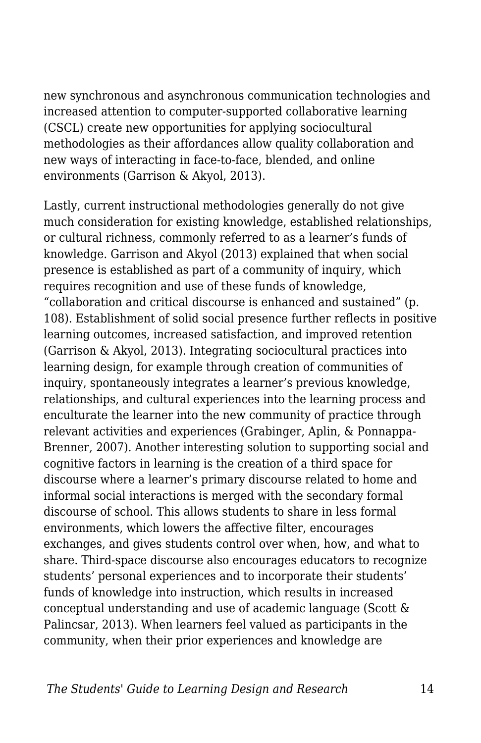new synchronous and asynchronous communication technologies and increased attention to computer-supported collaborative learning (CSCL) create new opportunities for applying sociocultural methodologies as their affordances allow quality collaboration and new ways of interacting in face-to-face, blended, and online environments (Garrison & Akyol, 2013).

Lastly, current instructional methodologies generally do not give much consideration for existing knowledge, established relationships, or cultural richness, commonly referred to as a learner's funds of knowledge. Garrison and Akyol (2013) explained that when social presence is established as part of a community of inquiry, which requires recognition and use of these funds of knowledge, "collaboration and critical discourse is enhanced and sustained" (p. 108). Establishment of solid social presence further reflects in positive learning outcomes, increased satisfaction, and improved retention (Garrison & Akyol, 2013). Integrating sociocultural practices into learning design, for example through creation of communities of inquiry, spontaneously integrates a learner's previous knowledge, relationships, and cultural experiences into the learning process and enculturate the learner into the new community of practice through relevant activities and experiences (Grabinger, Aplin, & Ponnappa-Brenner, 2007). Another interesting solution to supporting social and cognitive factors in learning is the creation of a third space for discourse where a learner's primary discourse related to home and informal social interactions is merged with the secondary formal discourse of school. This allows students to share in less formal environments, which lowers the affective filter, encourages exchanges, and gives students control over when, how, and what to share. Third-space discourse also encourages educators to recognize students' personal experiences and to incorporate their students' funds of knowledge into instruction, which results in increased conceptual understanding and use of academic language (Scott & Palincsar, 2013). When learners feel valued as participants in the community, when their prior experiences and knowledge are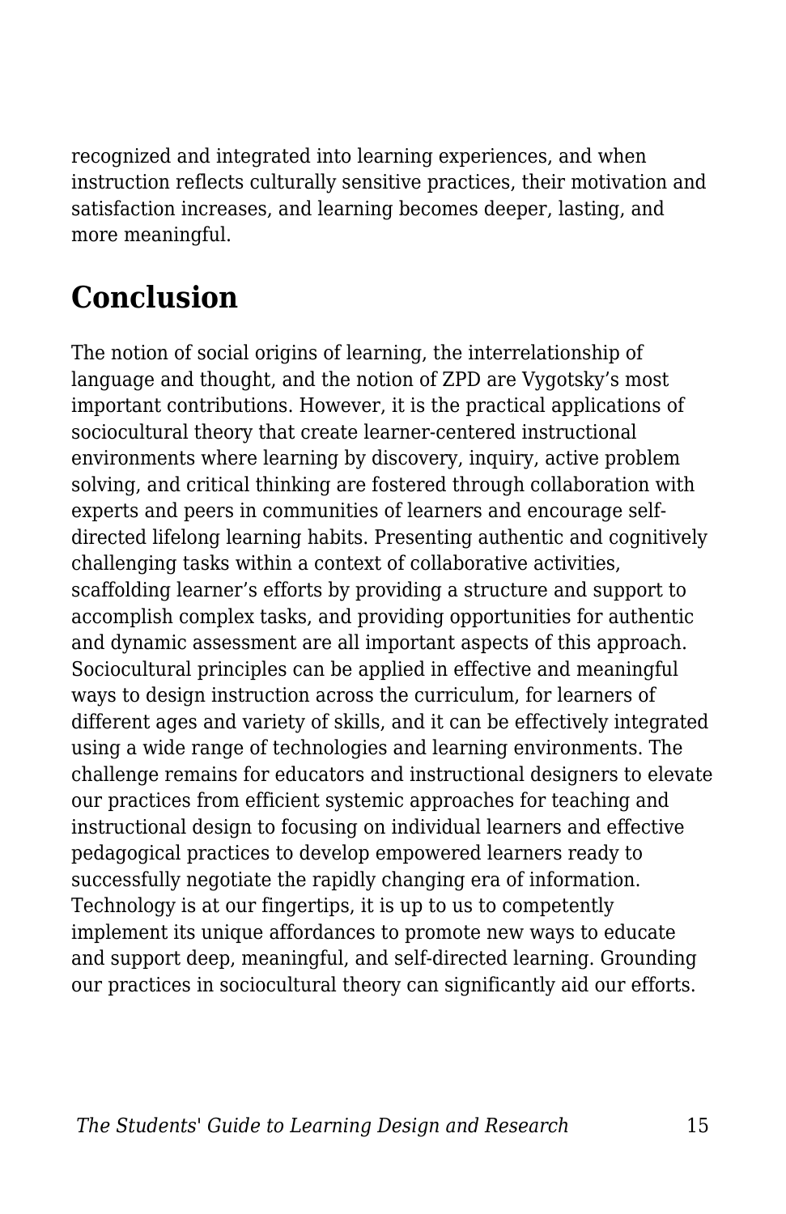recognized and integrated into learning experiences, and when instruction reflects culturally sensitive practices, their motivation and satisfaction increases, and learning becomes deeper, lasting, and more meaningful.

## Conclusion

The notion of social origins of learning, the interrelationship of language and thought, and the notion of ZPD are Vygotsky's most important contributions. However, it is the practical applications of sociocultural theory that create learner-centered instructional environments where learning by discovery, inquiry, active problem solving, and critical thinking are fostered through collaboration with experts and peers in communities of learners and encourage self-directed lifelong learning habits. Presenting authentic and cognitively challenging tasks within a context of collaborative activities, scaffolding learner's efforts by providing a structure and support to accomplish complex tasks, and providing opportunities for authentic and dynamic assessment are all important aspects of this approach. Sociocultural principles can be applied in effective and meaningful ways to design instruction across the curriculum, for learners of different ages and variety of skills, and it can be effectively integrated using a wide range of technologies and learning environments. The challenge remains for educators and instructional designers to elevate our practices from efficient systemic approaches for teaching and instructional design to focusing on individual learners and effective pedagogical practices to develop empowered learners ready to successfully negotiate the rapidly changing era of information. Technology is at our fingertips, it is up to us to competently implement its unique affordances to promote new ways to educate and support deep, meaningful, and self-directed learning. Grounding our practices in sociocultural theory can significantly aid our efforts.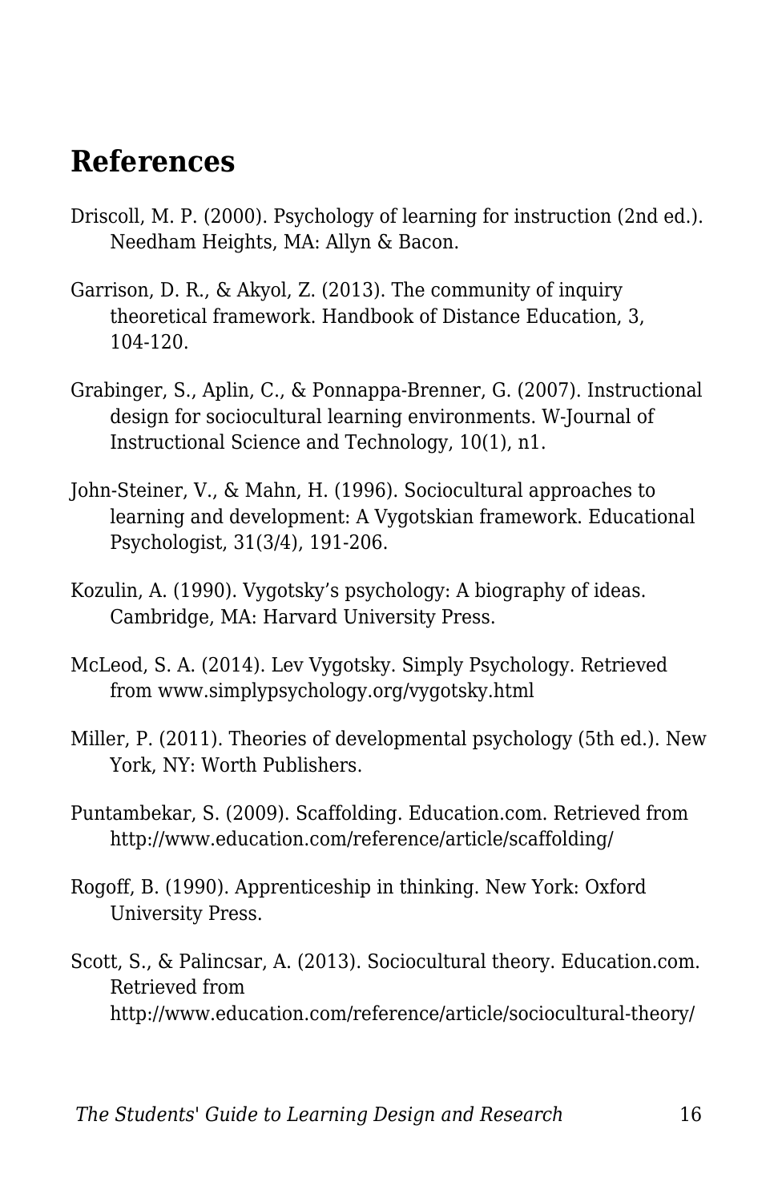## References

Driscoll, M. P. (2000). Psychology of learning for instruction (2nd ed.). Needham Heights, MA: Allyn & Bacon.

Garrison, D. R., & Akyol, Z. (2013). The community of inquiry theoretical framework. Handbook of Distance Education, 3, 104-120.

Grabinger, S., Aplin, C., & Ponnappa-Brenner, G. (2007). Instructional design for sociocultural learning environments. W-Journal of Instructional Science and Technology, 10(1), n1.

John-Steiner, V., & Mahn, H. (1996). Sociocultural approaches to learning and development: A Vygotskian framework. Educational Psychologist, 31(3/4), 191-206.

Kozulin, A. (1990). Vygotsky's psychology: A biography of ideas. Cambridge, MA: Harvard University Press.

McLeod, S. A. (2014). Lev Vygotsky. Simply Psychology. Retrieved from www.simplypsychology.org/vygotsky.html

Miller, P. (2011). Theories of developmental psychology (5th ed.). New York, NY: Worth Publishers.

Puntambekar, S. (2009). Scaffolding. Education.com. Retrieved from http://www.education.com/reference/article/scaffolding/

Rogoff, B. (1990). Apprenticeship in thinking. New York: Oxford University Press.

Scott, S., & Palincsar, A. (2013). Sociocultural theory. Education.com. Retrieved from http://www.education.com/reference/article/sociocultural-theory/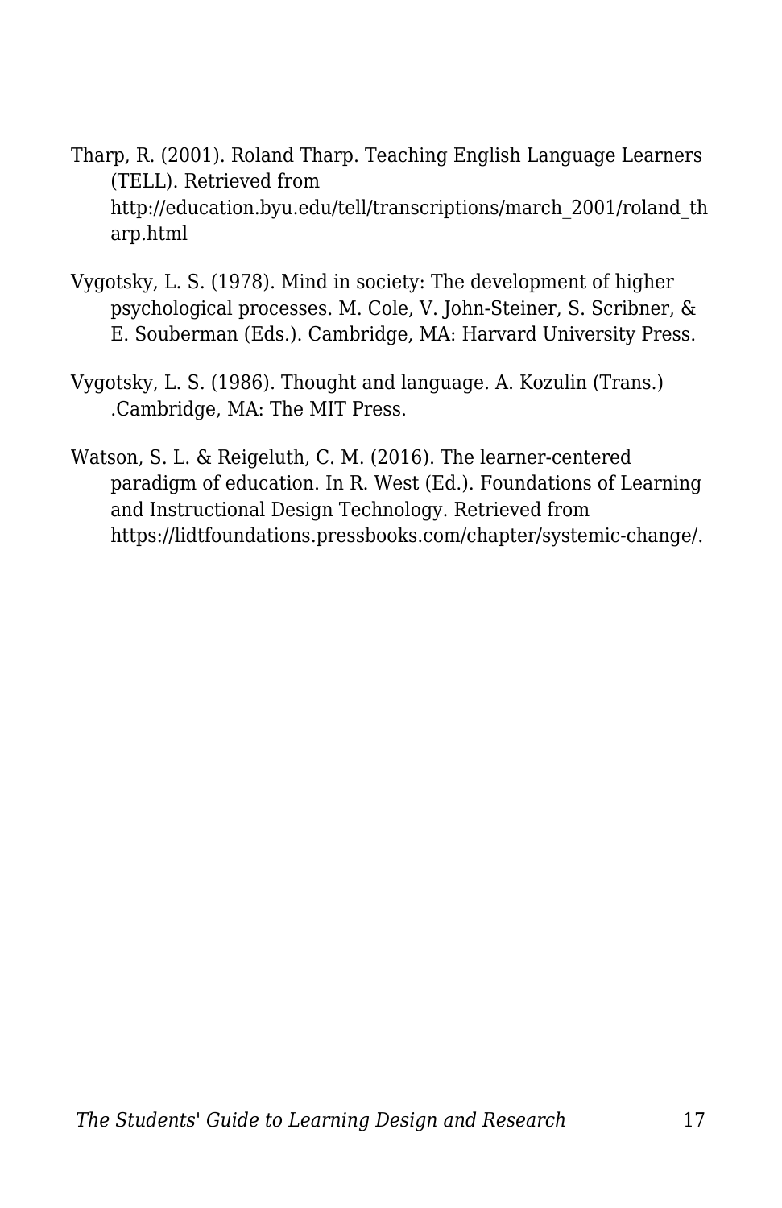Tharp, R. (2001). Roland Tharp. Teaching English Language Learners (TELL). Retrieved from http://education.byu.edu/tell/transcriptions/march_2001/roland_tharp.html

Vygotsky, L. S. (1978). Mind in society: The development of higher psychological processes. M. Cole, V. John-Steiner, S. Scribner, & E. Souberman (Eds.). Cambridge, MA: Harvard University Press.

Vygotsky, L. S. (1986). Thought and language. A. Kozulin (Trans.) .Cambridge, MA: The MIT Press.

Watson, S. L. & Reigeluth, C. M. (2016). The learner-centered paradigm of education. In R. West (Ed.). Foundations of Learning and Instructional Design Technology. Retrieved from https://lidtfoundations.pressbooks.com/chapter/systemic-change/.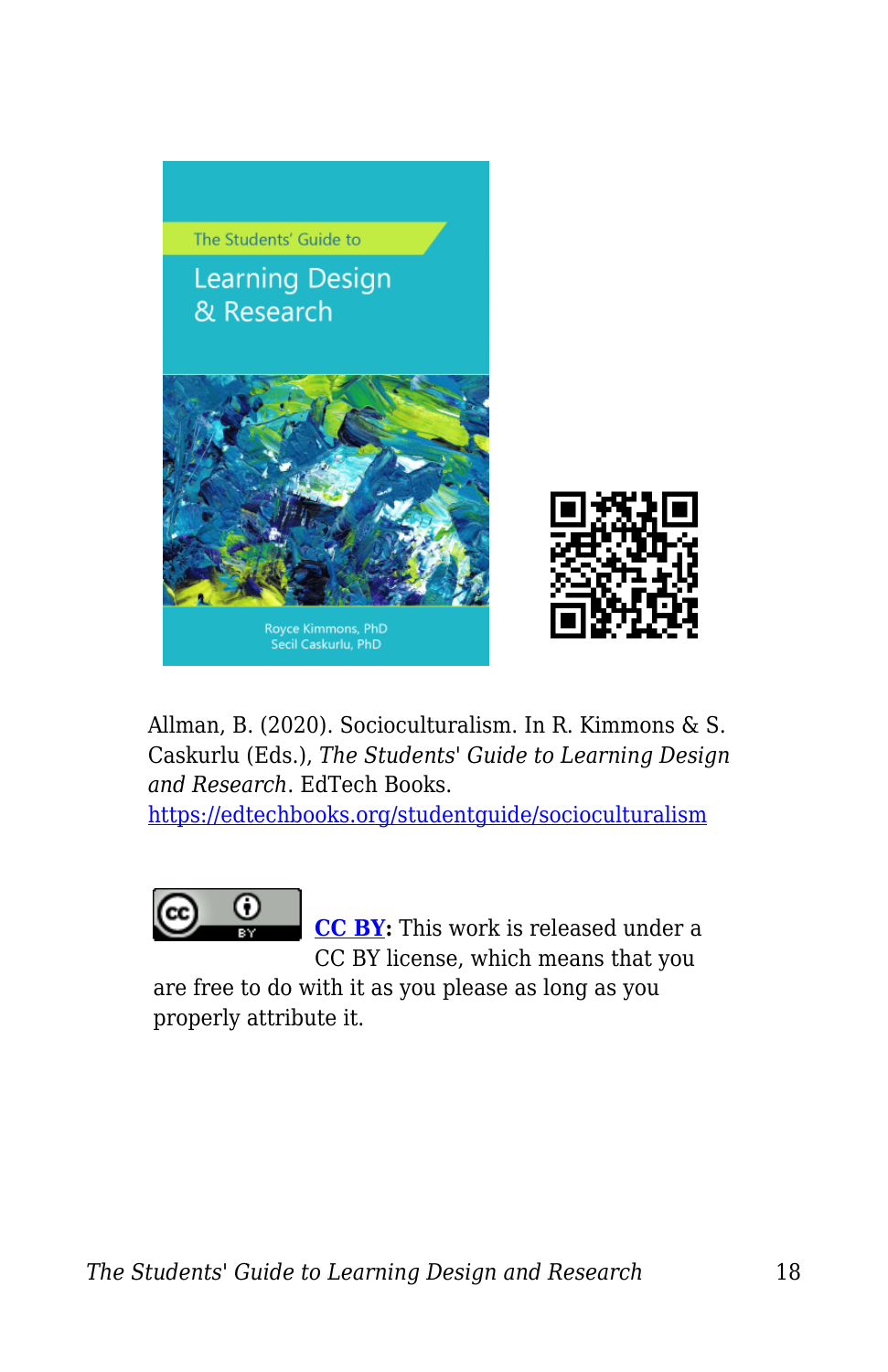Allman, B. (2020). Socioculturalism. In R. Kimmons & S. Caskurlu (Eds.), *The Students' Guide to Learning Design and Research*. EdTech Books. https://edtechbooks.org/studentguide/socioculturalism

**CC BY:** This work is released under a CC BY license, which means that you are free to do with it as you please as long as you properly attribute it.